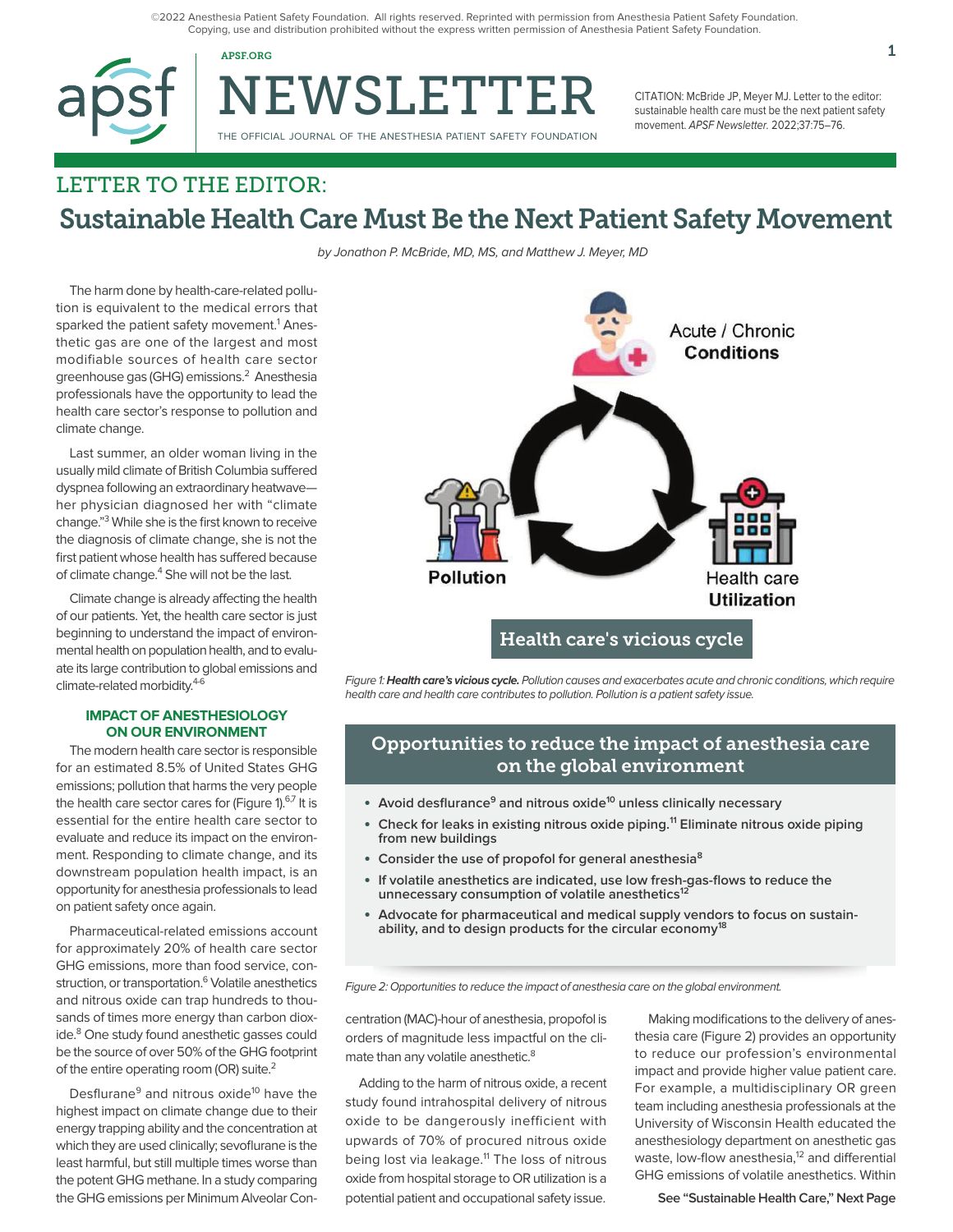©2022 Anesthesia Patient Safety Foundation. All rights reserved. Reprinted with permission from Anesthesia Patient Safety Foundation. Copying, use and distribution prohibited without the express written permission of Anesthesia Patient Safety Foundation.

CITATION: McBride JP, Meyer MJ. Letter to the editor: sustainable health care must be the next patient safety movement. *APSF Newsletter.* 2022;37:75–76.

## LETTER TO THE EDITOR:

# Sustainable Health Care Must Be the Next Patient Safety Movement

*by Jonathon P. McBride, MD, MS, and Matthew J. Meyer, MD*

The harm done by health-care-related pollution is equivalent to the medical errors that sparked the patient safety movement.[1] Anesthetic gas are one of the largest and most modifiable sources of health care sector greenhouse gas (GHG) emissions.[2] Anesthesia professionals have the opportunity to lead the health care sector's response to pollution and climate change.

Last summer, an older woman living in the usually mild climate of British Columbia suffered dyspnea following an extraordinary heatwave—her physician diagnosed her with "climate change."[3] While she is the first known to receive the diagnosis of climate change, she is not the first patient whose health has suffered because of climate change.[4] She will not be the last.

Climate change is already affecting the health of our patients. Yet, the health care sector is just beginning to understand the impact of environmental health on population health, and to evaluate its large contribution to global emissions and climate-related morbidity.[4-6]

### IMPACT OF ANESTHESIOLOGY ON OUR ENVIRONMENT

The modern health care sector is responsible for an estimated 8.5% of United States GHG emissions; pollution that harms the very people the health care sector cares for (Figure 1).[6,7] It is essential for the entire health care sector to evaluate and reduce its impact on the environment. Responding to climate change, and its downstream population health impact, is an opportunity for anesthesia professionals to lead on patient safety once again.

Pharmaceutical-related emissions account for approximately 20% of health care sector GHG emissions, more than food service, construction, or transportation.[6] Volatile anesthetics and nitrous oxide can trap hundreds to thousands of times more energy than carbon dioxide.[8] One study found anesthetic gasses could be the source of over 50% of the GHG footprint of the entire operating room (OR) suite.[2]

Desflurane[9] and nitrous oxide[10] have the highest impact on climate change due to their energy trapping ability and the concentration at which they are used clinically; sevoflurane is the least harmful, but still multiple times worse than the potent GHG methane. In a study comparing the GHG emissions per Minimum Alveolar Concentration (MAC)-hour of anesthesia, propofol is orders of magnitude less impactful on the climate than any volatile anesthetic.[8]

Adding to the harm of nitrous oxide, a recent study found intrahospital delivery of nitrous oxide to be dangerously inefficient with upwards of 70% of procured nitrous oxide being lost via leakage.[11] The loss of nitrous oxide from hospital storage to OR utilization is a potential patient and occupational safety issue.

Making modifications to the delivery of anesthesia care (Figure 2) provides an opportunity to reduce our profession's environmental impact and provide higher value patient care. For example, a multidisciplinary OR green team including anesthesia professionals at the University of Wisconsin Health educated the anesthesiology department on anesthetic gas waste, low-flow anesthesia,[12] and differential GHG emissions of volatile anesthetics. Within

See "Sustainable Health Care," Next Page

Acute / Chronic **Conditions**

**Pollution**

Health care **Utilization**

Health care's vicious cycle

*Figure 1: **Health care's vicious cycle.** Pollution causes and exacerbates acute and chronic conditions, which require health care and health care contributes to pollution. Pollution is a patient safety issue.*

### Opportunities to reduce the impact of anesthesia care on the global environment

- **Avoid desflurance[9] and nitrous oxide[10] unless clinically necessary**
- **Check for leaks in existing nitrous oxide piping.[11] Eliminate nitrous oxide piping from new buildings**
- **Consider the use of propofol for general anesthesia[8]**
- **If volatile anesthetics are indicated, use low fresh-gas-flows to reduce the unnecessary consumption of volatile anesthetics[12]**
- **Advocate for pharmaceutical and medical supply vendors to focus on sustainability, and to design products for the circular economy[18]**

*Figure 2: Opportunities to reduce the impact of anesthesia care on the global environment.*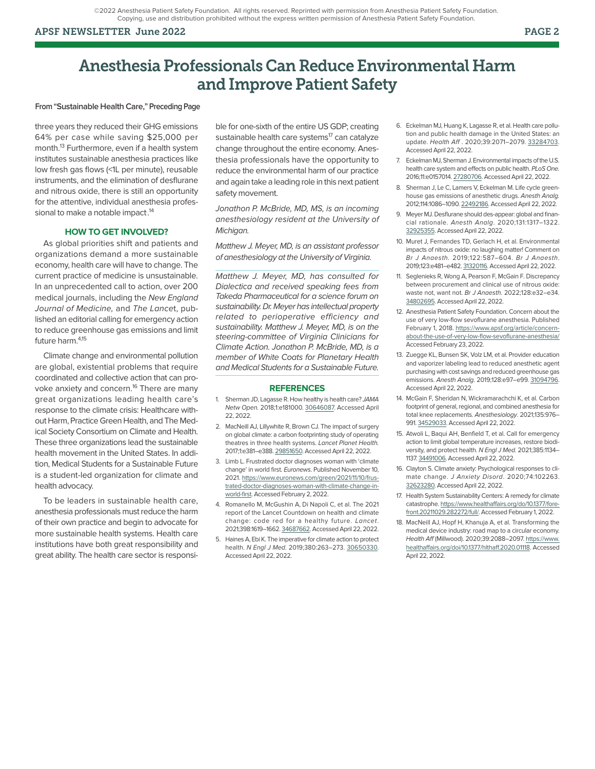# Anesthesia Professionals Can Reduce Environmental Harm and Improve Patient Safety

From "Sustainable Health Care," Preceding Page

three years they reduced their GHG emissions 64% per case while saving $25,000 per month.[13] Furthermore, even if a health system institutes sustainable anesthesia practices like low fresh gas flows (<1L per minute), reusable instruments, and the elimination of desflurane and nitrous oxide, there is still an opportunity for the attentive, individual anesthesia professional to make a notable impact.[14]

### HOW TO GET INVOLVED?

As global priorities shift and patients and organizations demand a more sustainable economy, health care will have to change. The current practice of medicine is unsustainable. In an unprecedented call to action, over 200 medical journals, including the *New England Journal of Medicine,* and *The Lancet*, published an editorial calling for emergency action to reduce greenhouse gas emissions and limit future harm.[4,15]

Climate change and environmental pollution are global, existential problems that require coordinated and collective action that can provoke anxiety and concern.[16] There are many great organizations leading health care's response to the climate crisis: Healthcare without Harm, Practice Green Health, and The Medical Society Consortium on Climate and Health. These three organizations lead the sustainable health movement in the United States. In addition, Medical Students for a Sustainable Future is a student-led organization for climate and health advocacy.

To be leaders in sustainable health care, anesthesia professionals must reduce the harm of their own practice and begin to advocate for more sustainable health systems. Health care institutions have both great responsibility and great ability. The health care sector is responsible for one-sixth of the entire US GDP; creating sustainable health care systems[17] can catalyze change throughout the entire economy. Anesthesia professionals have the opportunity to reduce the environmental harm of our practice and again take a leading role in this next patient safety movement.

*Jonathon P. McBride, MD, MS, is an incoming anesthesiology resident at the University of Michigan.*

*Matthew J. Meyer, MD, is an assistant professor of anesthesiology at the University of Virginia.*

---

*Matthew J. Meyer, MD, has consulted for Dialectica and received speaking fees from Takeda Pharmaceutical for a science forum on sustainability. Dr. Meyer has intellectual property related to perioperative efficiency and sustainability. Matthew J. Meyer, MD, is on the steering-committee of Virginia Clinicians for Climate Action. Jonathon P. McBride, MD, is a member of White Coats for Planetary Health and Medical Students for a Sustainable Future.*

---

### REFERENCES

1. Sherman JD, Lagasse R. How healthy is health care? *JAMA Netw Open.* 2018;1:e181000. 30646087. Accessed April 22, 2022.
2. MacNeill AJ, Lillywhite R, Brown CJ. The impact of surgery on global climate: a carbon footprinting study of operating theatres in three health systems. *Lancet Planet Health.* 2017;1:e381–e388. 29851650. Accessed April 22, 2022.
3. Limb L. Frustrated doctor diagnoses woman with 'climate change' in world first. *Euronews*. Published November 10, 2021. https://www.euronews.com/green/2021/11/10/frustrated-doctor-diagnoses-woman-with-climate-change-in-world-first. Accessed February 2, 2022.
4. Romanello M, McGushin A, Di Napoli C, et al. The 2021 report of the Lancet Countdown on health and climate change: code red for a healthy future. *Lancet*. 2021;398:1619–1662. 34687662. Accessed April 22, 2022.
5. Haines A, Ebi K. The imperative for climate action to protect health. *N Engl J Med.* 2019;380:263–273. 30650330. Accessed April 22, 2022.
6. Eckelman MJ, Huang K, Lagasse R, et al. Health care pollution and public health damage in the United States: an update. *Health Aff* . 2020;39:2071–2079. 33284703. Accessed April 22, 2022.
7. Eckelman MJ, Sherman J. Environmental impacts of the U.S. health care system and effects on public health. *PLoS One.* 2016;11:e0157014. 27280706. Accessed April 22, 2022.
8. Sherman J, Le C, Lamers V, Eckelman M. Life cycle greenhouse gas emissions of anesthetic drugs. *Anesth Analg.* 2012;114:1086–1090. 22492186. Accessed April 22, 2022.
9. Meyer MJ. Desflurane should des-appear: global and financial rationale. *Anesth Analg*. 2020;131:1317–1322. 32925355. Accessed April 22, 2022.
10. Muret J, Fernandes TD, Gerlach H, et al. Environmental impacts of nitrous oxide: no laughing matter! Comment on *Br J Anaesth.* 2019;122:587–604. *Br J Anaesth*. 2019;123:e481–e482. 31320116. Accessed April 22, 2022.
11. Seglenieks R, Wong A, Pearson F, McGain F. Discrepancy between procurement and clinical use of nitrous oxide: waste not, want not. *Br J Anaesth.* 2022;128:e32–e34. 34802695. Accessed April 22, 2022.
12. Anesthesia Patient Safety Foundation. Concern about the use of very low-flow sevoflurane anesthesia. Published February 1, 2018. https://www.apsf.org/article/concern-about-the-use-of-very-low-flow-sevoflurane-anesthesia/ Accessed February 23, 2022.
13. Zuegge KL, Bunsen SK, Volz LM, et al. Provider education and vaporizer labeling lead to reduced anesthetic agent purchasing with cost savings and reduced greenhouse gas emissions. *Anesth Analg.* 2019;128:e97–e99. 31094796. Accessed April 22, 2022.
14. McGain F, Sheridan N, Wickramarachchi K, et al. Carbon footprint of general, regional, and combined anesthesia for total knee replacements. *Anesthesiology*. 2021;135:976–991. 34529033. Accessed April 22, 2022.
15. Atwoli L, Baqui AH, Benfield T, et al. Call for emergency action to limit global temperature increases, restore biodiversity, and protect health. *N Engl J Med.* 2021;385:1134–1137. 34491006. Accessed April 22, 2022.
16. Clayton S. Climate anxiety: Psychological responses to climate change. *J Anxiety Disord*. 2020;74:102263. 32623280. Accessed April 22, 2022.
17. Health System Sustainability Centers: A remedy for climate catastrophe. https://www.healthaffairs.org/do/10.1377/forefront.20211029.282272/full/. Accessed February 1, 2022.
18. MacNeill AJ, Hopf H, Khanuja A, et al. Transforming the medical device industry: road map to a circular economy. *Health Aff* (Millwood). 2020;39:2088–2097. https://www.healthaffairs.org/doi/10.1377/hlthaff.2020.01118. Accessed April 22, 2022.